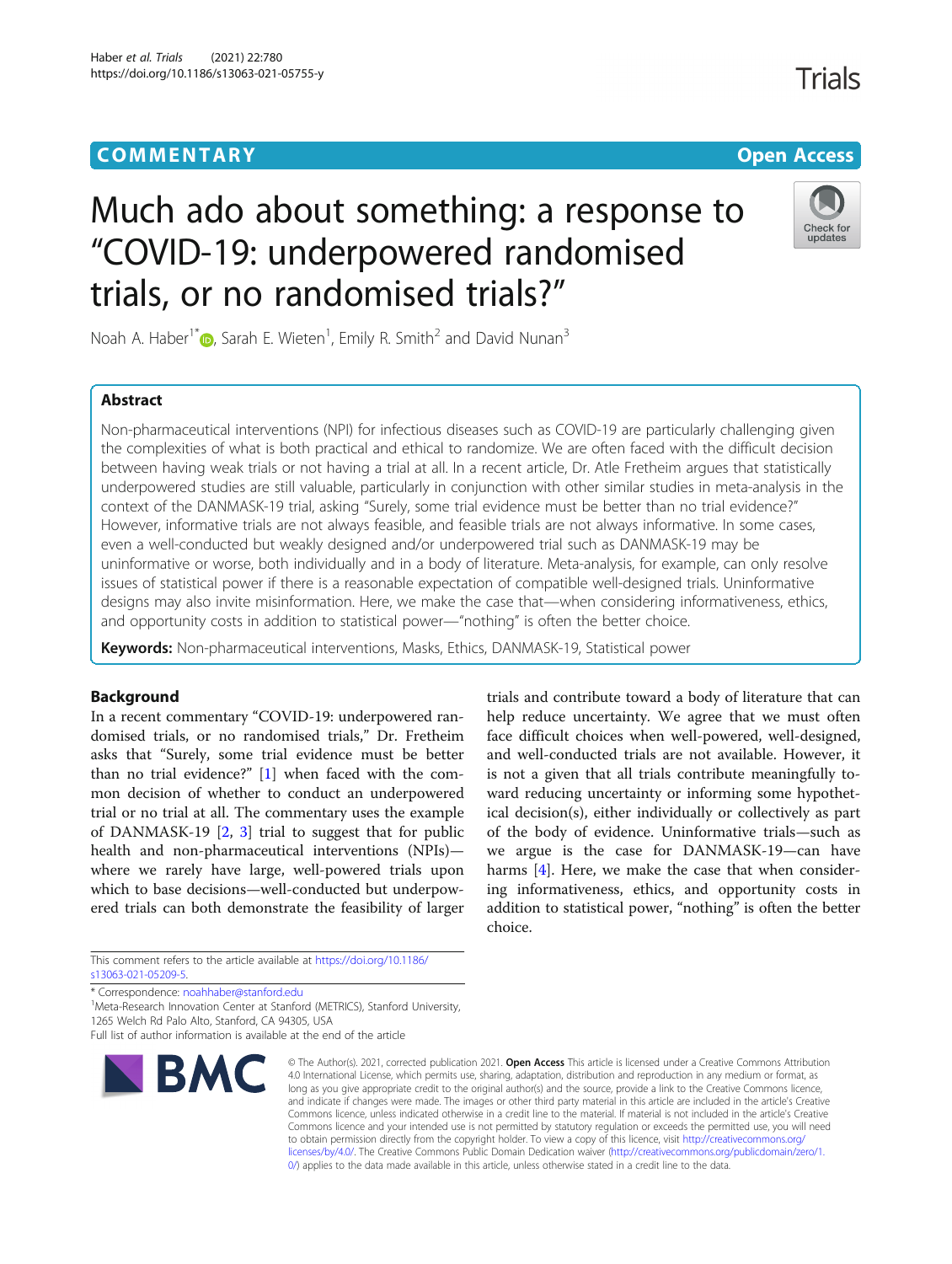COMMENTARY

Open Access

# Much ado about something: a response to "COVID-19: underpowered randomised trials, or no randomised trials?"

Noah A. Haber[1*], Sarah E. Wieten[1], Emily R. Smith[2] and David Nunan[3]

## Abstract

Non-pharmaceutical interventions (NPI) for infectious diseases such as COVID-19 are particularly challenging given the complexities of what is both practical and ethical to randomize. We are often faced with the difficult decision between having weak trials or not having a trial at all. In a recent article, Dr. Atle Fretheim argues that statistically underpowered studies are still valuable, particularly in conjunction with other similar studies in meta-analysis in the context of the DANMASK-19 trial, asking "Surely, some trial evidence must be better than no trial evidence?" However, informative trials are not always feasible, and feasible trials are not always informative. In some cases, even a well-conducted but weakly designed and/or underpowered trial such as DANMASK-19 may be uninformative or worse, both individually and in a body of literature. Meta-analysis, for example, can only resolve issues of statistical power if there is a reasonable expectation of compatible well-designed trials. Uninformative designs may also invite misinformation. Here, we make the case that—when considering informativeness, ethics, and opportunity costs in addition to statistical power—"nothing" is often the better choice.

**Keywords:** Non-pharmaceutical interventions, Masks, Ethics, DANMASK-19, Statistical power

## Background

In a recent commentary "COVID-19: underpowered randomised trials, or no randomised trials," Dr. Fretheim asks that "Surely, some trial evidence must be better than no trial evidence?" [1] when faced with the common decision of whether to conduct an underpowered trial or no trial at all. The commentary uses the example of DANMASK-19 [2, 3] trial to suggest that for public health and non-pharmaceutical interventions (NPIs)—where we rarely have large, well-powered trials upon which to base decisions—well-conducted but underpowered trials can both demonstrate the feasibility of larger trials and contribute toward a body of literature that can help reduce uncertainty. We agree that we must often face difficult choices when well-powered, well-designed, and well-conducted trials are not available. However, it is not a given that all trials contribute meaningfully toward reducing uncertainty or informing some hypothetical decision(s), either individually or collectively as part of the body of evidence. Uninformative trials—such as we argue is the case for DANMASK-19—can have harms [4]. Here, we make the case that when considering informativeness, ethics, and opportunity costs in addition to statistical power, "nothing" is often the better choice.

This comment refers to the article available at https://doi.org/10.1186/s13063-021-05209-5.

* Correspondence: noahhaber@stanford.edu

[1]Meta-Research Innovation Center at Stanford (METRICS), Stanford University, 1265 Welch Rd Palo Alto, Stanford, CA 94305, USA

Full list of author information is available at the end of the article

© The Author(s). 2021, corrected publication 2021. **Open Access** This article is licensed under a Creative Commons Attribution 4.0 International License, which permits use, sharing, adaptation, distribution and reproduction in any medium or format, as long as you give appropriate credit to the original author(s) and the source, provide a link to the Creative Commons licence, and indicate if changes were made. The images or other third party material in this article are included in the article's Creative Commons licence, unless indicated otherwise in a credit line to the material. If material is not included in the article's Creative Commons licence and your intended use is not permitted by statutory regulation or exceeds the permitted use, you will need to obtain permission directly from the copyright holder. To view a copy of this licence, visit http://creativecommons.org/licenses/by/4.0/. The Creative Commons Public Domain Dedication waiver (http://creativecommons.org/publicdomain/zero/1.0/) applies to the data made available in this article, unless otherwise stated in a credit line to the data.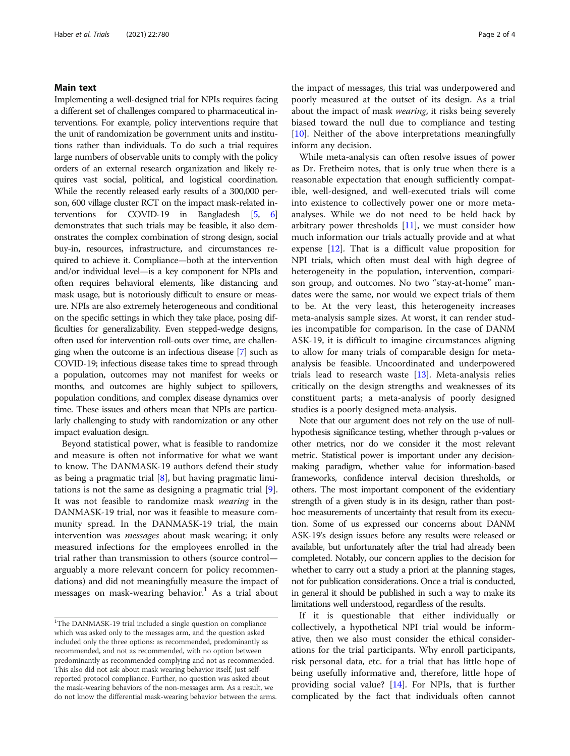## Main text

Implementing a well-designed trial for NPIs requires facing a different set of challenges compared to pharmaceutical interventions. For example, policy interventions require that the unit of randomization be government units and institutions rather than individuals. To do such a trial requires large numbers of observable units to comply with the policy orders of an external research organization and likely requires vast social, political, and logistical coordination. While the recently released early results of a 300,000 person, 600 village cluster RCT on the impact mask-related interventions for COVID-19 in Bangladesh [5, 6] demonstrates that such trials may be feasible, it also demonstrates the complex combination of strong design, social buy-in, resources, infrastructure, and circumstances required to achieve it. Compliance—both at the intervention and/or individual level—is a key component for NPIs and often requires behavioral elements, like distancing and mask usage, but is notoriously difficult to ensure or measure. NPIs are also extremely heterogeneous and conditional on the specific settings in which they take place, posing difficulties for generalizability. Even stepped-wedge designs, often used for intervention roll-outs over time, are challenging when the outcome is an infectious disease [7] such as COVID-19; infectious disease takes time to spread through a population, outcomes may not manifest for weeks or months, and outcomes are highly subject to spillovers, population conditions, and complex disease dynamics over time. These issues and others mean that NPIs are particularly challenging to study with randomization or any other impact evaluation design.

Beyond statistical power, what is feasible to randomize and measure is often not informative for what we want to know. The DANMASK-19 authors defend their study as being a pragmatic trial [8], but having pragmatic limitations is not the same as designing a pragmatic trial [9]. It was not feasible to randomize mask *wearing* in the DANMASK-19 trial, nor was it feasible to measure community spread. In the DANMASK-19 trial, the main intervention was *messages* about mask wearing; it only measured infections for the employees enrolled in the trial rather than transmission to others (source control—arguably a more relevant concern for policy recommendations) and did not meaningfully measure the impact of messages on mask-wearing behavior.[1] As a trial about the impact of messages, this trial was underpowered and poorly measured at the outset of its design. As a trial about the impact of mask *wearing*, it risks being severely biased toward the null due to compliance and testing [10]. Neither of the above interpretations meaningfully inform any decision.

While meta-analysis can often resolve issues of power as Dr. Fretheim notes, that is only true when there is a reasonable expectation that enough sufficiently compatible, well-designed, and well-executed trials will come into existence to collectively power one or more meta-analyses. While we do not need to be held back by arbitrary power thresholds [11], we must consider how much information our trials actually provide and at what expense [12]. That is a difficult value proposition for NPI trials, which often must deal with high degree of heterogeneity in the population, intervention, comparison group, and outcomes. No two "stay-at-home" mandates were the same, nor would we expect trials of them to be. At the very least, this heterogeneity increases meta-analysis sample sizes. At worst, it can render studies incompatible for comparison. In the case of DANMASK-19, it is difficult to imagine circumstances aligning to allow for many trials of comparable design for meta-analysis be feasible. Uncoordinated and underpowered trials lead to research waste [13]. Meta-analysis relies critically on the design strengths and weaknesses of its constituent parts; a meta-analysis of poorly designed studies is a poorly designed meta-analysis.

Note that our argument does not rely on the use of null-hypothesis significance testing, whether through p-values or other metrics, nor do we consider it the most relevant metric. Statistical power is important under any decision-making paradigm, whether value for information-based frameworks, confidence interval decision thresholds, or others. The most important component of the evidentiary strength of a given study is in its design, rather than post-hoc measurements of uncertainty that result from its execution. Some of us expressed our concerns about DANMASK-19's design issues before any results were released or available, but unfortunately after the trial had already been completed. Notably, our concern applies to the decision for whether to carry out a study a priori at the planning stages, not for publication considerations. Once a trial is conducted, in general it should be published in such a way to make its limitations well understood, regardless of the results.

If it is questionable that either individually or collectively, a hypothetical NPI trial would be informative, then we also must consider the ethical considerations for the trial participants. Why enroll participants, risk personal data, etc. for a trial that has little hope of being usefully informative and, therefore, little hope of providing social value? [14]. For NPIs, that is further complicated by the fact that individuals often cannot

[1] The DANMASK-19 trial included a single question on compliance which was asked only to the messages arm, and the question asked included only the three options: as recommended, predominantly as recommended, and not as recommended, with no option between predominantly as recommended complying and not as recommended. This also did not ask about mask wearing behavior itself, just self-reported protocol compliance. Further, no question was asked about the mask-wearing behaviors of the non-messages arm. As a result, we do not know the differential mask-wearing behavior between the arms.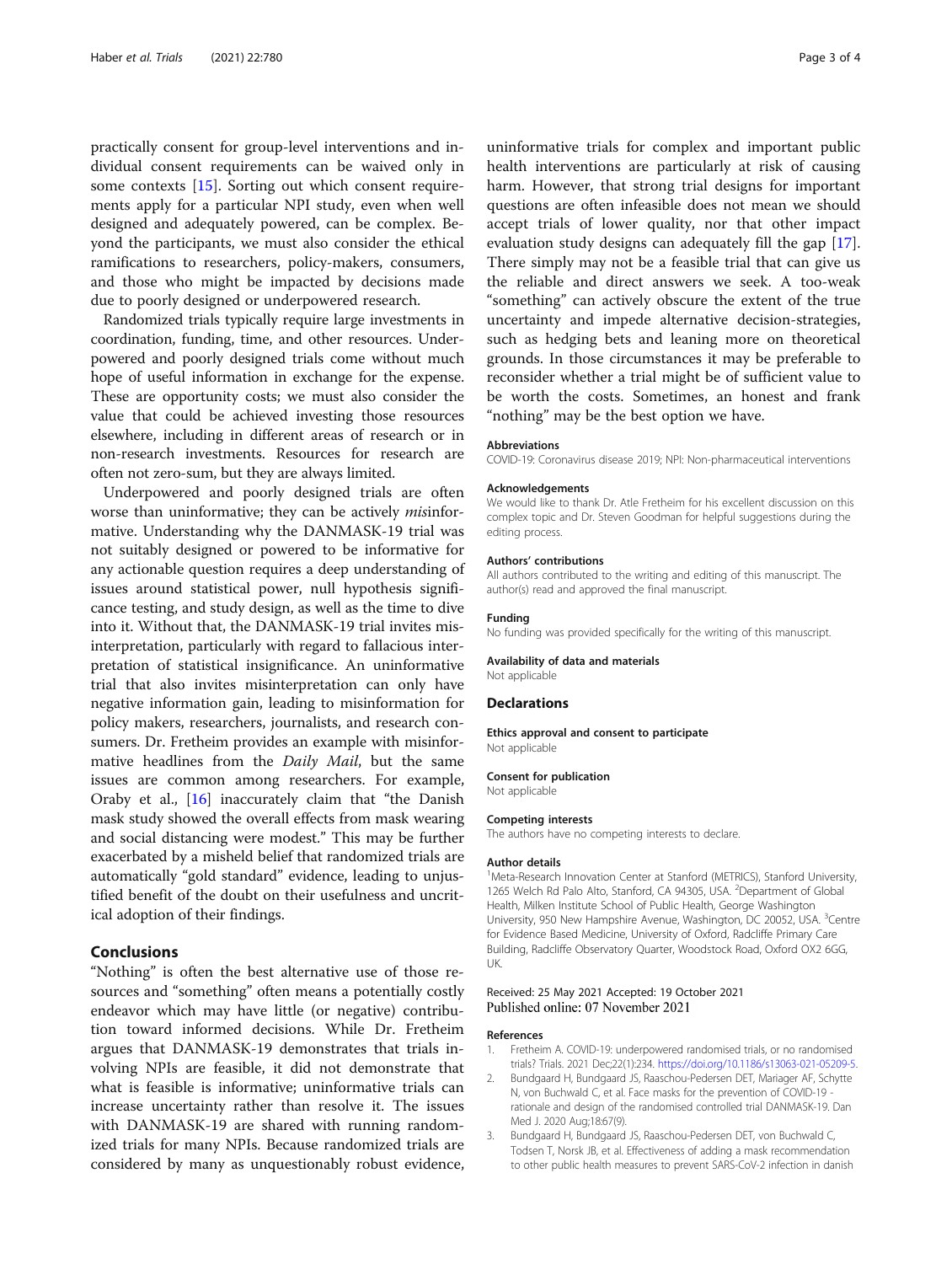practically consent for group-level interventions and individual consent requirements can be waived only in some contexts [15]. Sorting out which consent requirements apply for a particular NPI study, even when well designed and adequately powered, can be complex. Beyond the participants, we must also consider the ethical ramifications to researchers, policy-makers, consumers, and those who might be impacted by decisions made due to poorly designed or underpowered research.

Randomized trials typically require large investments in coordination, funding, time, and other resources. Underpowered and poorly designed trials come without much hope of useful information in exchange for the expense. These are opportunity costs; we must also consider the value that could be achieved investing those resources elsewhere, including in different areas of research or in non-research investments. Resources for research are often not zero-sum, but they are always limited.

Underpowered and poorly designed trials are often worse than uninformative; they can be actively *mis*informative. Understanding why the DANMASK-19 trial was not suitably designed or powered to be informative for any actionable question requires a deep understanding of issues around statistical power, null hypothesis significance testing, and study design, as well as the time to dive into it. Without that, the DANMASK-19 trial invites misinterpretation, particularly with regard to fallacious interpretation of statistical insignificance. An uninformative trial that also invites misinterpretation can only have negative information gain, leading to misinformation for policy makers, researchers, journalists, and research consumers. Dr. Fretheim provides an example with misinformative headlines from the *Daily Mail*, but the same issues are common among researchers. For example, Oraby et al., [16] inaccurately claim that "the Danish mask study showed the overall effects from mask wearing and social distancing were modest." This may be further exacerbated by a misheld belief that randomized trials are automatically "gold standard" evidence, leading to unjustified benefit of the doubt on their usefulness and uncritical adoption of their findings.

## Conclusions

"Nothing" is often the best alternative use of those resources and "something" often means a potentially costly endeavor which may have little (or negative) contribution toward informed decisions. While Dr. Fretheim argues that DANMASK-19 demonstrates that trials involving NPIs are feasible, it did not demonstrate that what is feasible is informative; uninformative trials can increase uncertainty rather than resolve it. The issues with DANMASK-19 are shared with running randomized trials for many NPIs. Because randomized trials are considered by many as unquestionably robust evidence, uninformative trials for complex and important public health interventions are particularly at risk of causing harm. However, that strong trial designs for important questions are often infeasible does not mean we should accept trials of lower quality, nor that other impact evaluation study designs can adequately fill the gap [17]. There simply may not be a feasible trial that can give us the reliable and direct answers we seek. A too-weak "something" can actively obscure the extent of the true uncertainty and impede alternative decision-strategies, such as hedging bets and leaning more on theoretical grounds. In those circumstances it may be preferable to reconsider whether a trial might be of sufficient value to be worth the costs. Sometimes, an honest and frank "nothing" may be the best option we have.

#### Abbreviations

COVID-19: Coronavirus disease 2019; NPI: Non-pharmaceutical interventions

#### Acknowledgements

We would like to thank Dr. Atle Fretheim for his excellent discussion on this complex topic and Dr. Steven Goodman for helpful suggestions during the editing process.

#### Authors' contributions

All authors contributed to the writing and editing of this manuscript. The author(s) read and approved the final manuscript.

#### Funding

No funding was provided specifically for the writing of this manuscript.

#### Availability of data and materials

Not applicable

### Declarations

#### Ethics approval and consent to participate

Not applicable

#### Consent for publication

Not applicable

#### Competing interests

The authors have no competing interests to declare.

#### Author details

[1]Meta-Research Innovation Center at Stanford (METRICS), Stanford University, 1265 Welch Rd Palo Alto, Stanford, CA 94305, USA. [2]Department of Global Health, Milken Institute School of Public Health, George Washington University, 950 New Hampshire Avenue, Washington, DC 20052, USA. [3]Centre for Evidence Based Medicine, University of Oxford, Radcliffe Primary Care Building, Radcliffe Observatory Quarter, Woodstock Road, Oxford OX2 6GG, UK.

Received: 25 May 2021 Accepted: 19 October 2021
Published online: 07 November 2021

#### References

1. Fretheim A. COVID-19: underpowered randomised trials, or no randomised trials? Trials. 2021 Dec;22(1):234. https://doi.org/10.1186/s13063-021-05209-5.
2. Bundgaard H, Bundgaard JS, Raaschou-Pedersen DET, Mariager AF, Schytte N, von Buchwald C, et al. Face masks for the prevention of COVID-19 - rationale and design of the randomised controlled trial DANMASK-19. Dan Med J. 2020 Aug;18:67(9).
3. Bundgaard H, Bundgaard JS, Raaschou-Pedersen DET, von Buchwald C, Todsen T, Norsk JB, et al. Effectiveness of adding a mask recommendation to other public health measures to prevent SARS-CoV-2 infection in danish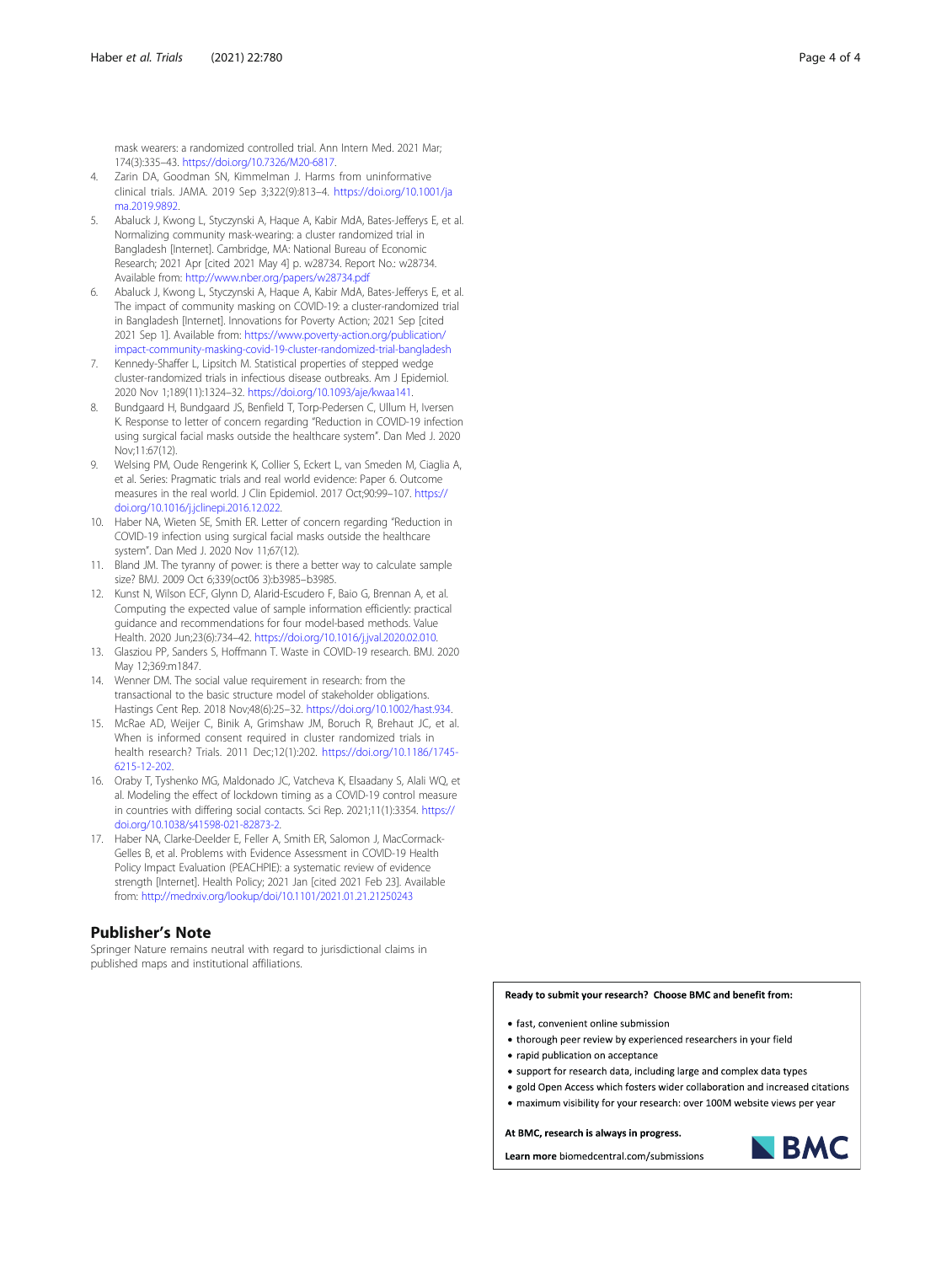mask wearers: a randomized controlled trial. Ann Intern Med. 2021 Mar; 174(3):335–43. https://doi.org/10.7326/M20-6817.

4. Zarin DA, Goodman SN, Kimmelman J. Harms from uninformative clinical trials. JAMA. 2019 Sep 3;322(9):813–4. https://doi.org/10.1001/jama.2019.9892.
5. Abaluck J, Kwong L, Styczynski A, Haque A, Kabir MdA, Bates-Jefferys E, et al. Normalizing community mask-wearing: a cluster randomized trial in Bangladesh [Internet]. Cambridge, MA: National Bureau of Economic Research; 2021 Apr [cited 2021 May 4] p. w28734. Report No.: w28734. Available from: http://www.nber.org/papers/w28734.pdf
6. Abaluck J, Kwong L, Styczynski A, Haque A, Kabir MdA, Bates-Jefferys E, et al. The impact of community masking on COVID-19: a cluster-randomized trial in Bangladesh [Internet]. Innovations for Poverty Action; 2021 Sep [cited 2021 Sep 1]. Available from: https://www.poverty-action.org/publication/impact-community-masking-covid-19-cluster-randomized-trial-bangladesh
7. Kennedy-Shaffer L, Lipsitch M. Statistical properties of stepped wedge cluster-randomized trials in infectious disease outbreaks. Am J Epidemiol. 2020 Nov 1;189(11):1324–32. https://doi.org/10.1093/aje/kwaa141.
8. Bundgaard H, Bundgaard JS, Benfield T, Torp-Pedersen C, Ullum H, Iversen K. Response to letter of concern regarding "Reduction in COVID-19 infection using surgical facial masks outside the healthcare system". Dan Med J. 2020 Nov;11:67(12).
9. Welsing PM, Oude Rengerink K, Collier S, Eckert L, van Smeden M, Ciaglia A, et al. Series: Pragmatic trials and real world evidence: Paper 6. Outcome measures in the real world. J Clin Epidemiol. 2017 Oct;90:99–107. https://doi.org/10.1016/j.jclinepi.2016.12.022.
10. Haber NA, Wieten SE, Smith ER. Letter of concern regarding "Reduction in COVID-19 infection using surgical facial masks outside the healthcare system". Dan Med J. 2020 Nov 11;67(12).
11. Bland JM. The tyranny of power: is there a better way to calculate sample size? BMJ. 2009 Oct 6;339(oct06 3):b3985–b3985.
12. Kunst N, Wilson ECF, Glynn D, Alarid-Escudero F, Baio G, Brennan A, et al. Computing the expected value of sample information efficiently: practical guidance and recommendations for four model-based methods. Value Health. 2020 Jun;23(6):734–42. https://doi.org/10.1016/j.jval.2020.02.010.
13. Glasziou PP, Sanders S, Hoffmann T. Waste in COVID-19 research. BMJ. 2020 May 12;369:m1847.
14. Wenner DM. The social value requirement in research: from the transactional to the basic structure model of stakeholder obligations. Hastings Cent Rep. 2018 Nov;48(6):25–32. https://doi.org/10.1002/hast.934.
15. McRae AD, Weijer C, Binik A, Grimshaw JM, Boruch R, Brehaut JC, et al. When is informed consent required in cluster randomized trials in health research? Trials. 2011 Dec;12(1):202. https://doi.org/10.1186/1745-6215-12-202.
16. Oraby T, Tyshenko MG, Maldonado JC, Vatcheva K, Elsaadany S, Alali WQ, et al. Modeling the effect of lockdown timing as a COVID-19 control measure in countries with differing social contacts. Sci Rep. 2021;11(1):3354. https://doi.org/10.1038/s41598-021-82873-2.
17. Haber NA, Clarke-Deelder E, Feller A, Smith ER, Salomon J, MacCormack-Gelles B, et al. Problems with Evidence Assessment in COVID-19 Health Policy Impact Evaluation (PEACHPIE): a systematic review of evidence strength [Internet]. Health Policy; 2021 Jan [cited 2021 Feb 23]. Available from: http://medrxiv.org/lookup/doi/10.1101/2021.01.21.21250243

## Publisher's Note

Springer Nature remains neutral with regard to jurisdictional claims in published maps and institutional affiliations.

**Ready to submit your research? Choose BMC and benefit from:**

- fast, convenient online submission
- thorough peer review by experienced researchers in your field
- rapid publication on acceptance
- support for research data, including large and complex data types
- gold Open Access which fosters wider collaboration and increased citations
- maximum visibility for your research: over 100M website views per year

**At BMC, research is always in progress.**

**Learn more** biomedcentral.com/submissions

BMC